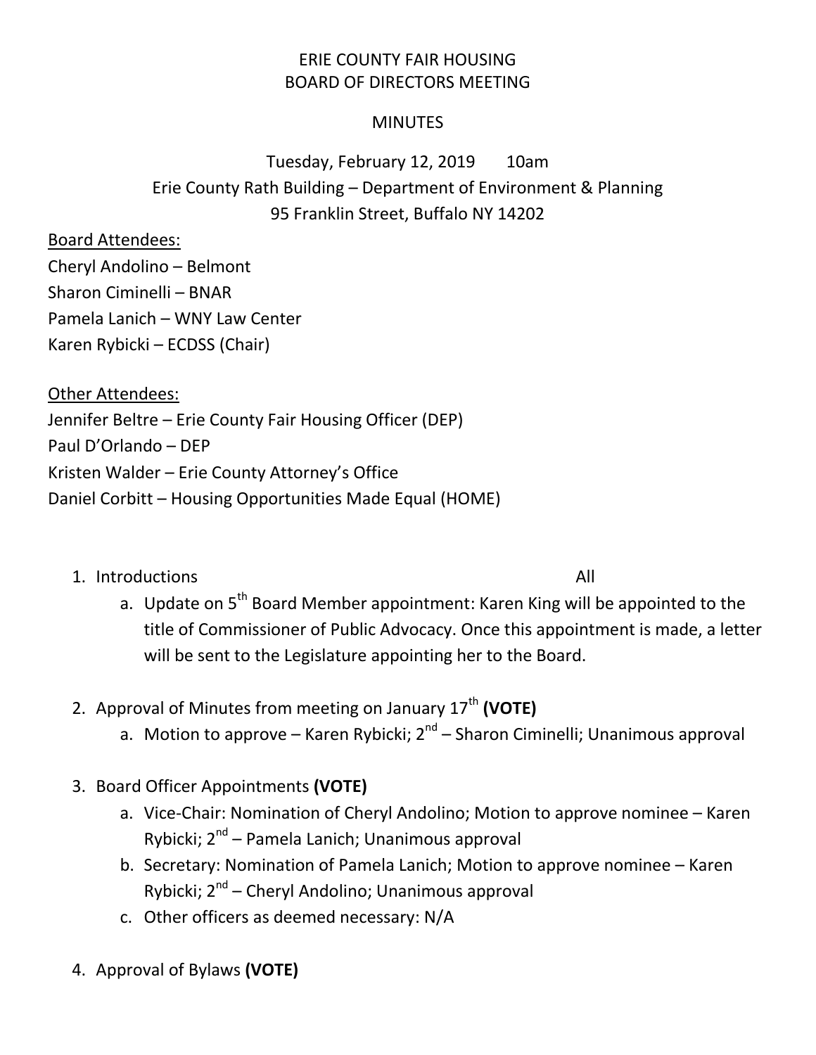# ERIE COUNTY FAIR HOUSING
## BOARD OF DIRECTORS MEETING

### MINUTES

Tuesday, February 12, 2019    10am
Erie County Rath Building – Department of Environment & Planning
95 Franklin Street, Buffalo NY 14202

Board Attendees:
Cheryl Andolino – Belmont
Sharon Ciminelli – BNAR
Pamela Lanich – WNY Law Center
Karen Rybicki – ECDSS (Chair)

Other Attendees:
Jennifer Beltre – Erie County Fair Housing Officer (DEP)
Paul D'Orlando – DEP
Kristen Walder – Erie County Attorney's Office
Daniel Corbitt – Housing Opportunities Made Equal (HOME)

1. Introductions    All
   a. Update on 5th Board Member appointment: Karen King will be appointed to the title of Commissioner of Public Advocacy. Once this appointment is made, a letter will be sent to the Legislature appointing her to the Board.

2. Approval of Minutes from meeting on January 17th **(VOTE)**
   a. Motion to approve – Karen Rybicki; 2nd – Sharon Ciminelli; Unanimous approval

3. Board Officer Appointments **(VOTE)**
   a. Vice-Chair: Nomination of Cheryl Andolino; Motion to approve nominee – Karen Rybicki; 2nd – Pamela Lanich; Unanimous approval
   b. Secretary: Nomination of Pamela Lanich; Motion to approve nominee – Karen Rybicki; 2nd – Cheryl Andolino; Unanimous approval
   c. Other officers as deemed necessary: N/A

4. Approval of Bylaws **(VOTE)**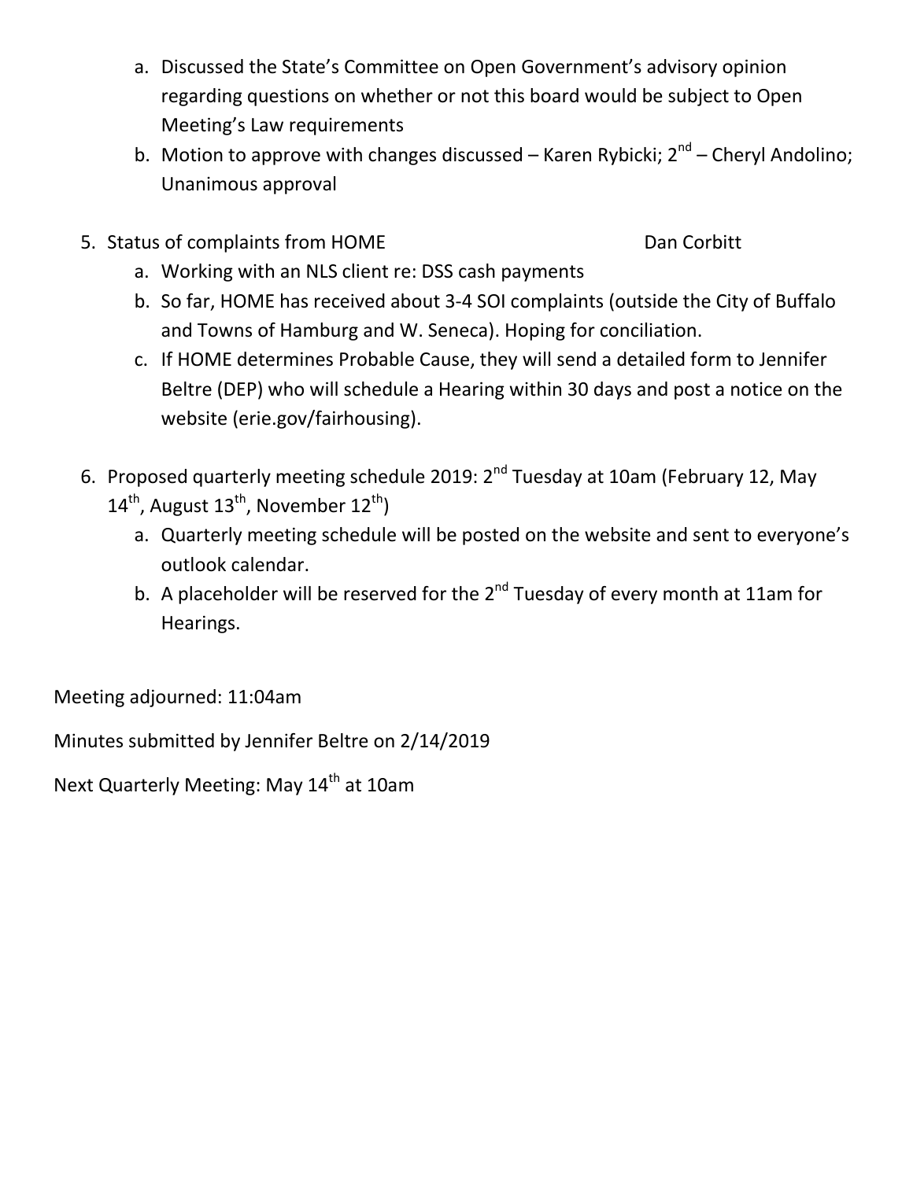a. Discussed the State's Committee on Open Government's advisory opinion regarding questions on whether or not this board would be subject to Open Meeting's Law requirements
b. Motion to approve with changes discussed – Karen Rybicki; 2nd – Cheryl Andolino; Unanimous approval

5. Status of complaints from HOME — Dan Corbitt
    a. Working with an NLS client re: DSS cash payments
    b. So far, HOME has received about 3-4 SOI complaints (outside the City of Buffalo and Towns of Hamburg and W. Seneca). Hoping for conciliation.
    c. If HOME determines Probable Cause, they will send a detailed form to Jennifer Beltre (DEP) who will schedule a Hearing within 30 days and post a notice on the website (erie.gov/fairhousing).

6. Proposed quarterly meeting schedule 2019: 2nd Tuesday at 10am (February 12, May 14th, August 13th, November 12th)
    a. Quarterly meeting schedule will be posted on the website and sent to everyone's outlook calendar.
    b. A placeholder will be reserved for the 2nd Tuesday of every month at 11am for Hearings.

Meeting adjourned: 11:04am

Minutes submitted by Jennifer Beltre on 2/14/2019

Next Quarterly Meeting: May 14th at 10am